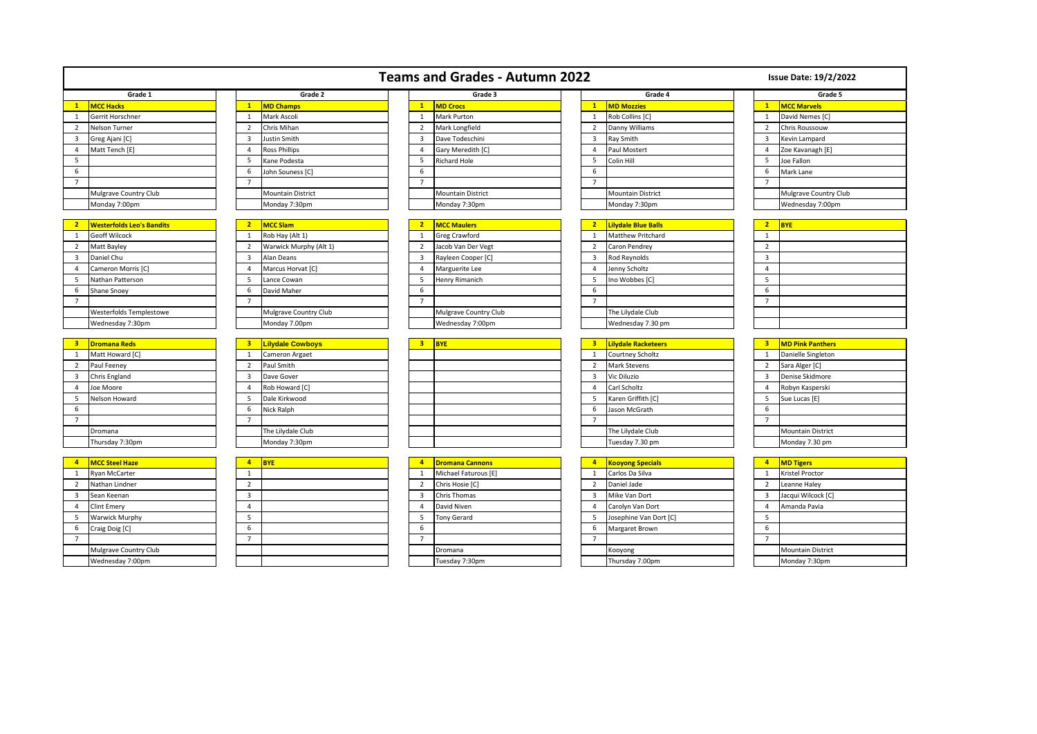# Teams and Grades - Autumn 2022

**Issue Date: 19/2/2022**

## Grade 1

| 1 | MCC Hacks |
|---|---|
| 1 | Gerrit Horschner |
| 2 | Nelson Turner |
| 3 | Greg Ajani [C] |
| 4 | Matt Tench [E] |
| 5 | |
| 6 | |
| 7 | |
| | Mulgrave Country Club |
| | Monday 7:00pm |

| 2 | Westerfolds Leo's Bandits |
|---|---|
| 1 | Geoff Wilcock |
| 2 | Matt Bayley |
| 3 | Daniel Chu |
| 4 | Cameron Morris [C] |
| 5 | Nathan Patterson |
| 6 | Shane Snoey |
| 7 | |
| | Westerfolds Templestowe |
| | Wednesday 7:30pm |

| 3 | Dromana Reds |
|---|---|
| 1 | Matt Howard [C] |
| 2 | Paul Feeney |
| 3 | Chris England |
| 4 | Joe Moore |
| 5 | Nelson Howard |
| 6 | |
| 7 | |
| | Dromana |
| | Thursday 7:30pm |

| 4 | MCC Steel Haze |
|---|---|
| 1 | Ryan McCarter |
| 2 | Nathan Lindner |
| 3 | Sean Keenan |
| 4 | Clint Emery |
| 5 | Warwick Murphy |
| 6 | Craig Doig [C] |
| 7 | |
| | Mulgrave Country Club |
| | Wednesday 7:00pm |

## Grade 2

| 1 | MD Champs |
|---|---|
| 1 | Mark Ascoli |
| 2 | Chris Mihan |
| 3 | Justin Smith |
| 4 | Ross Phillips |
| 5 | Kane Podesta |
| 6 | John Souness [C] |
| 7 | |
| | Mountain District |
| | Monday 7:30pm |

| 2 | MCC Slam |
|---|---|
| 1 | Rob Hay (Alt 1) |
| 2 | Warwick Murphy (Alt 1) |
| 3 | Alan Deans |
| 4 | Marcus Horvat [C] |
| 5 | Lance Cowan |
| 6 | David Maher |
| 7 | |
| | Mulgrave Country Club |
| | Monday 7.00pm |

| 3 | Lilydale Cowboys |
|---|---|
| 1 | Cameron Argaet |
| 2 | Paul Smith |
| 3 | Dave Gover |
| 4 | Rob Howard [C] |
| 5 | Dale Kirkwood |
| 6 | Nick Ralph |
| 7 | |
| | The Lilydale Club |
| | Monday 7:30pm |

| 4 | BYE |
|---|---|
| 1 | |
| 2 | |
| 3 | |
| 4 | |
| 5 | |
| 6 | |
| 7 | |
| | |
| | |

## Grade 3

| 1 | MD Crocs |
|---|---|
| 1 | Mark Purton |
| 2 | Mark Longfield |
| 3 | Dave Todeschini |
| 4 | Gary Meredith [C] |
| 5 | Richard Hole |
| 6 | |
| 7 | |
| | Mountain District |
| | Monday 7:30pm |

| 2 | MCC Maulers |
|---|---|
| 1 | Greg Crawford |
| 2 | Jacob Van Der Vegt |
| 3 | Rayleen Cooper [C] |
| 4 | Marguerite Lee |
| 5 | Henry Rimanich |
| 6 | |
| 7 | |
| | Mulgrave Country Club |
| | Wednesday 7:00pm |

| 3 | BYE |
|---|---|

| 4 | Dromana Cannons |
|---|---|
| 1 | Michael Faturous [E] |
| 2 | Chris Hosie [C] |
| 3 | Chris Thomas |
| 4 | David Niven |
| 5 | Tony Gerard |
| 6 | |
| 7 | |
| | Dromana |
| | Tuesday 7:30pm |

## Grade 4

| 1 | MD Mozzies |
|---|---|
| 1 | Rob Collins [C] |
| 2 | Danny Williams |
| 3 | Ray Smith |
| 4 | Paul Mostert |
| 5 | Colin Hill |
| 6 | |
| 7 | |
| | Mountain District |
| | Monday 7:30pm |

| 2 | Lilydale Blue Balls |
|---|---|
| 1 | Matthew Pritchard |
| 2 | Caron Pendrey |
| 3 | Rod Reynolds |
| 4 | Jenny Scholtz |
| 5 | Ino Wobbes [C] |
| 6 | |
| 7 | |
| | The Lilydale Club |
| | Wednesday 7.30 pm |

| 3 | Lilydale Racketeers |
|---|---|
| 1 | Courtney Scholtz |
| 2 | Mark Stevens |
| 3 | Vic Diluzio |
| 4 | Carl Scholtz |
| 5 | Karen Griffith [C] |
| 6 | Jason McGrath |
| 7 | |
| | The Lilydale Club |
| | Tuesday 7.30 pm |

| 4 | Kooyong Specials |
|---|---|
| 1 | Carlos Da Silva |
| 2 | Daniel Jade |
| 3 | Mike Van Dort |
| 4 | Carolyn Van Dort |
| 5 | Josephine Van Dort [C] |
| 6 | Margaret Brown |
| 7 | |
| | Kooyong |
| | Thursday 7.00pm |

## Grade 5

| 1 | MCC Marvels |
|---|---|
| 1 | David Nemes [C] |
| 2 | Chris Roussouw |
| 3 | Kevin Lampard |
| 4 | Zoe Kavanagh [E] |
| 5 | Joe Fallon |
| 6 | Mark Lane |
| 7 | |
| | Mulgrave Country Club |
| | Wednesday 7:00pm |

| 2 | BYE |
|---|---|
| 1 | |
| 2 | |
| 3 | |
| 4 | |
| 5 | |
| 6 | |
| 7 | |
| | |
| | |

| 3 | MD Pink Panthers |
|---|---|
| 1 | Danielle Singleton |
| 2 | Sara Alger [C] |
| 3 | Denise Skidmore |
| 4 | Robyn Kasperski |
| 5 | Sue Lucas [E] |
| 6 | |
| 7 | |
| | Mountain District |
| | Monday 7.30 pm |

| 4 | MD Tigers |
|---|---|
| 1 | Kristel Proctor |
| 2 | Leanne Haley |
| 3 | Jacqui Wilcock [C] |
| 4 | Amanda Pavia |
| 5 | |
| 6 | |
| 7 | |
| | Mountain District |
| | Monday 7:30pm |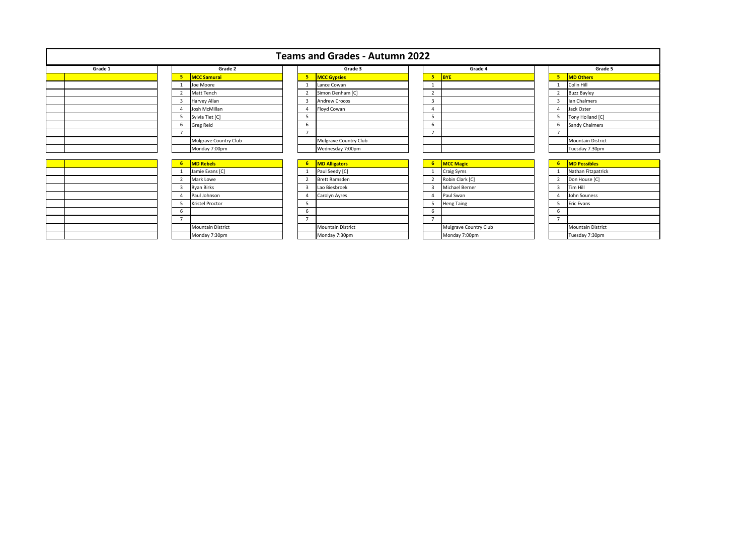# Teams and Grades - Autumn 2022

| Grade 1 | | Grade 2 | | Grade 3 | | Grade 4 | | Grade 5 | |
|---|---|---|---|---|---|---|---|---|---|
| | | 5 | **MCC Samurai** | 5 | **MCC Gypsies** | 5 | **BYE** | 5 | **MD Others** |
| | | 1 | Joe Moore | 1 | Lance Cowan | 1 | | 1 | Colin Hill |
| | | 2 | Matt Tench | 2 | Simon Denham [C] | 2 | | 2 | Buzz Bayley |
| | | 3 | Harvey Allan | 3 | Andrew Crocos | 3 | | 3 | Ian Chalmers |
| | | 4 | Josh McMillan | 4 | Floyd Cowan | 4 | | 4 | Jack Oster |
| | | 5 | Sylvia Tiet [C] | 5 | | 5 | | 5 | Tony Holland [C] |
| | | 6 | Greg Reid | 6 | | 6 | | 6 | Sandy Chalmers |
| | | 7 | | 7 | | 7 | | 7 | |
| | | | Mulgrave Country Club | | Mulgrave Country Club | | | | Mountain District |
| | | | Monday 7:00pm | | Wednesday 7:00pm | | | | Tuesday 7.30pm |
| | | 6 | **MD Rebels** | 6 | **MD Alligators** | 6 | **MCC Magic** | 6 | **MD Possibles** |
| | | 1 | Jamie Evans [C] | 1 | Paul Seedy [C] | 1 | Craig Syms | 1 | Nathan Fitzpatrick |
| | | 2 | Mark Lowe | 2 | Brett Ramsden | 2 | Robin Clark [C] | 2 | Don House [C] |
| | | 3 | Ryan Birks | 3 | Lao Biesbroek | 3 | Michael Berner | 3 | Tim Hill |
| | | 4 | Paul Johnson | 4 | Carolyn Ayres | 4 | Paul Swan | 4 | John Souness |
| | | 5 | Kristel Proctor | 5 | | 5 | Heng Taing | 5 | Eric Evans |
| | | 6 | | 6 | | 6 | | 6 | |
| | | 7 | | 7 | | 7 | | 7 | |
| | | | Mountain District | | Mountain District | | Mulgrave Country Club | | Mountain District |
| | | | Monday 7:30pm | | Monday 7:30pm | | Monday 7:00pm | | Tuesday 7:30pm |